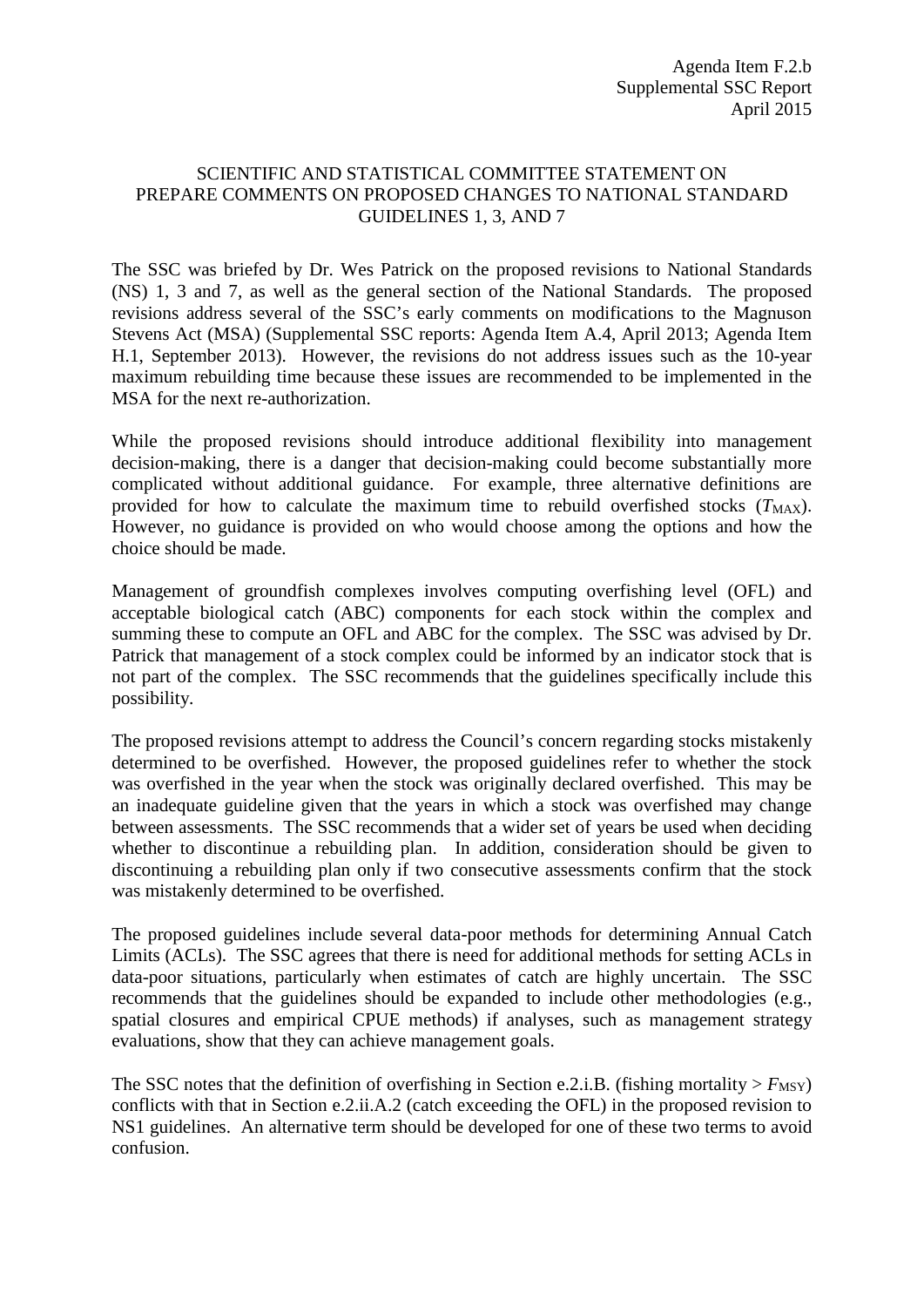Agenda Item F.2.b
Supplemental SSC Report
April 2015

# SCIENTIFIC AND STATISTICAL COMMITTEE STATEMENT ON PREPARE COMMENTS ON PROPOSED CHANGES TO NATIONAL STANDARD GUIDELINES 1, 3, AND 7

The SSC was briefed by Dr. Wes Patrick on the proposed revisions to National Standards (NS) 1, 3 and 7, as well as the general section of the National Standards. The proposed revisions address several of the SSC's early comments on modifications to the Magnuson Stevens Act (MSA) (Supplemental SSC reports: Agenda Item A.4, April 2013; Agenda Item H.1, September 2013). However, the revisions do not address issues such as the 10-year maximum rebuilding time because these issues are recommended to be implemented in the MSA for the next re-authorization.

While the proposed revisions should introduce additional flexibility into management decision-making, there is a danger that decision-making could become substantially more complicated without additional guidance. For example, three alternative definitions are provided for how to calculate the maximum time to rebuild overfished stocks ($T_{MAX}$). However, no guidance is provided on who would choose among the options and how the choice should be made.

Management of groundfish complexes involves computing overfishing level (OFL) and acceptable biological catch (ABC) components for each stock within the complex and summing these to compute an OFL and ABC for the complex. The SSC was advised by Dr. Patrick that management of a stock complex could be informed by an indicator stock that is not part of the complex. The SSC recommends that the guidelines specifically include this possibility.

The proposed revisions attempt to address the Council's concern regarding stocks mistakenly determined to be overfished. However, the proposed guidelines refer to whether the stock was overfished in the year when the stock was originally declared overfished. This may be an inadequate guideline given that the years in which a stock was overfished may change between assessments. The SSC recommends that a wider set of years be used when deciding whether to discontinue a rebuilding plan. In addition, consideration should be given to discontinuing a rebuilding plan only if two consecutive assessments confirm that the stock was mistakenly determined to be overfished.

The proposed guidelines include several data-poor methods for determining Annual Catch Limits (ACLs). The SSC agrees that there is need for additional methods for setting ACLs in data-poor situations, particularly when estimates of catch are highly uncertain. The SSC recommends that the guidelines should be expanded to include other methodologies (e.g., spatial closures and empirical CPUE methods) if analyses, such as management strategy evaluations, show that they can achieve management goals.

The SSC notes that the definition of overfishing in Section e.2.i.B. (fishing mortality > $F_{MSY}$) conflicts with that in Section e.2.ii.A.2 (catch exceeding the OFL) in the proposed revision to NS1 guidelines. An alternative term should be developed for one of these two terms to avoid confusion.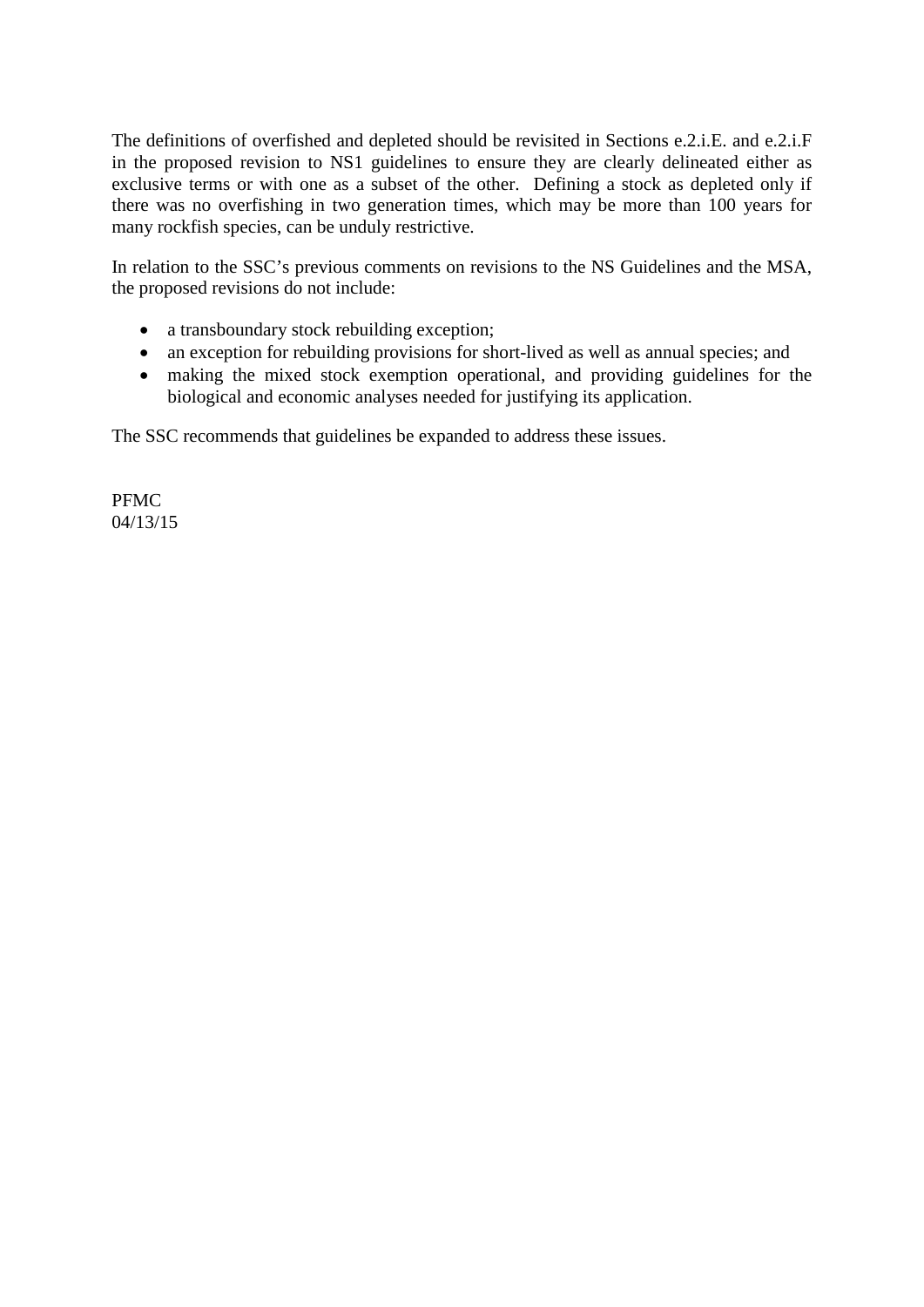The definitions of overfished and depleted should be revisited in Sections e.2.i.E. and e.2.i.F in the proposed revision to NS1 guidelines to ensure they are clearly delineated either as exclusive terms or with one as a subset of the other. Defining a stock as depleted only if there was no overfishing in two generation times, which may be more than 100 years for many rockfish species, can be unduly restrictive.

In relation to the SSC's previous comments on revisions to the NS Guidelines and the MSA, the proposed revisions do not include:

- a transboundary stock rebuilding exception;
- an exception for rebuilding provisions for short-lived as well as annual species; and
- making the mixed stock exemption operational, and providing guidelines for the biological and economic analyses needed for justifying its application.

The SSC recommends that guidelines be expanded to address these issues.

PFMC
04/13/15